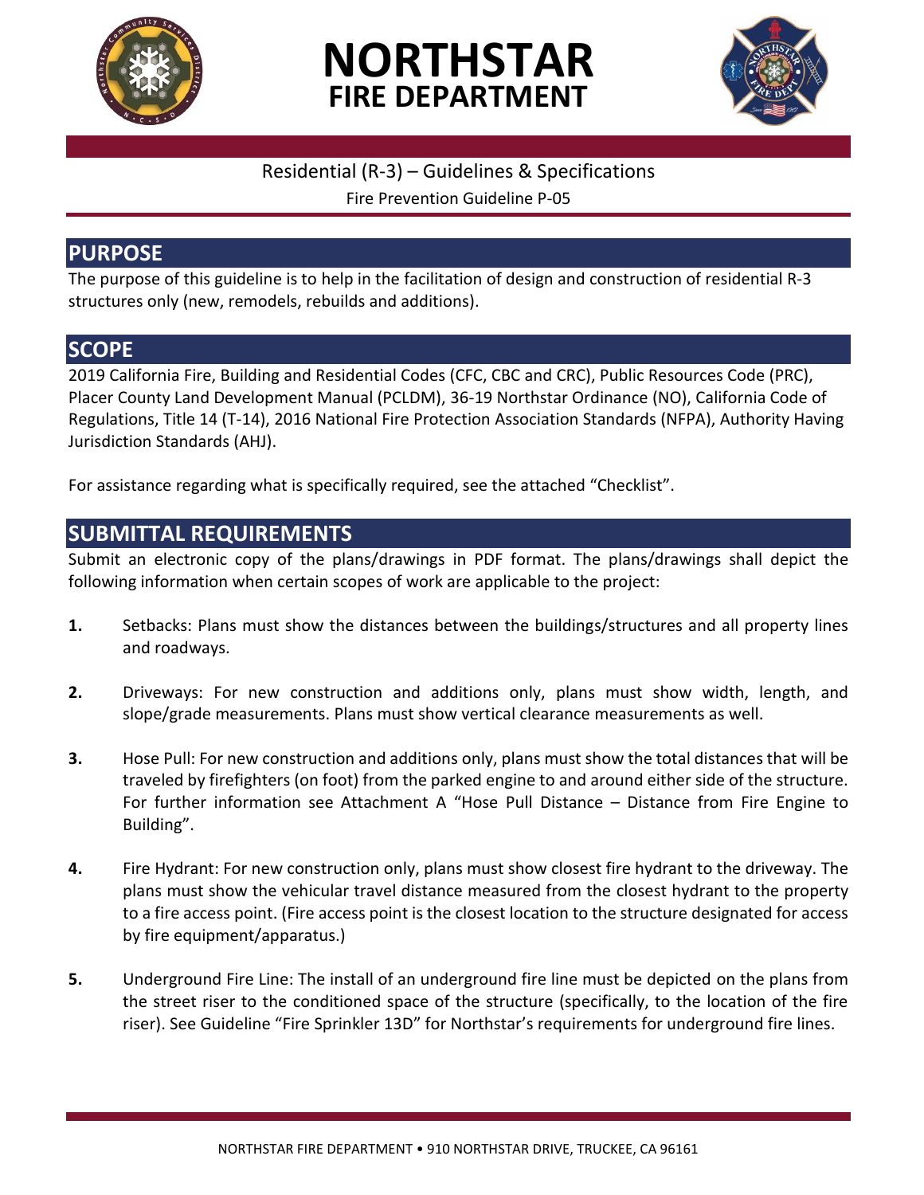# NORTHSTAR FIRE DEPARTMENT

Residential (R-3) – Guidelines & Specifications

Fire Prevention Guideline P-05

## PURPOSE

The purpose of this guideline is to help in the facilitation of design and construction of residential R-3 structures only (new, remodels, rebuilds and additions).

## SCOPE

2019 California Fire, Building and Residential Codes (CFC, CBC and CRC), Public Resources Code (PRC), Placer County Land Development Manual (PCLDM), 36-19 Northstar Ordinance (NO), California Code of Regulations, Title 14 (T-14), 2016 National Fire Protection Association Standards (NFPA), Authority Having Jurisdiction Standards (AHJ).

For assistance regarding what is specifically required, see the attached "Checklist".

## SUBMITTAL REQUIREMENTS

Submit an electronic copy of the plans/drawings in PDF format. The plans/drawings shall depict the following information when certain scopes of work are applicable to the project:

1. Setbacks: Plans must show the distances between the buildings/structures and all property lines and roadways.

2. Driveways: For new construction and additions only, plans must show width, length, and slope/grade measurements. Plans must show vertical clearance measurements as well.

3. Hose Pull: For new construction and additions only, plans must show the total distances that will be traveled by firefighters (on foot) from the parked engine to and around either side of the structure. For further information see Attachment A "Hose Pull Distance – Distance from Fire Engine to Building".

4. Fire Hydrant: For new construction only, plans must show closest fire hydrant to the driveway. The plans must show the vehicular travel distance measured from the closest hydrant to the property to a fire access point. (Fire access point is the closest location to the structure designated for access by fire equipment/apparatus.)

5. Underground Fire Line: The install of an underground fire line must be depicted on the plans from the street riser to the conditioned space of the structure (specifically, to the location of the fire riser). See Guideline "Fire Sprinkler 13D" for Northstar's requirements for underground fire lines.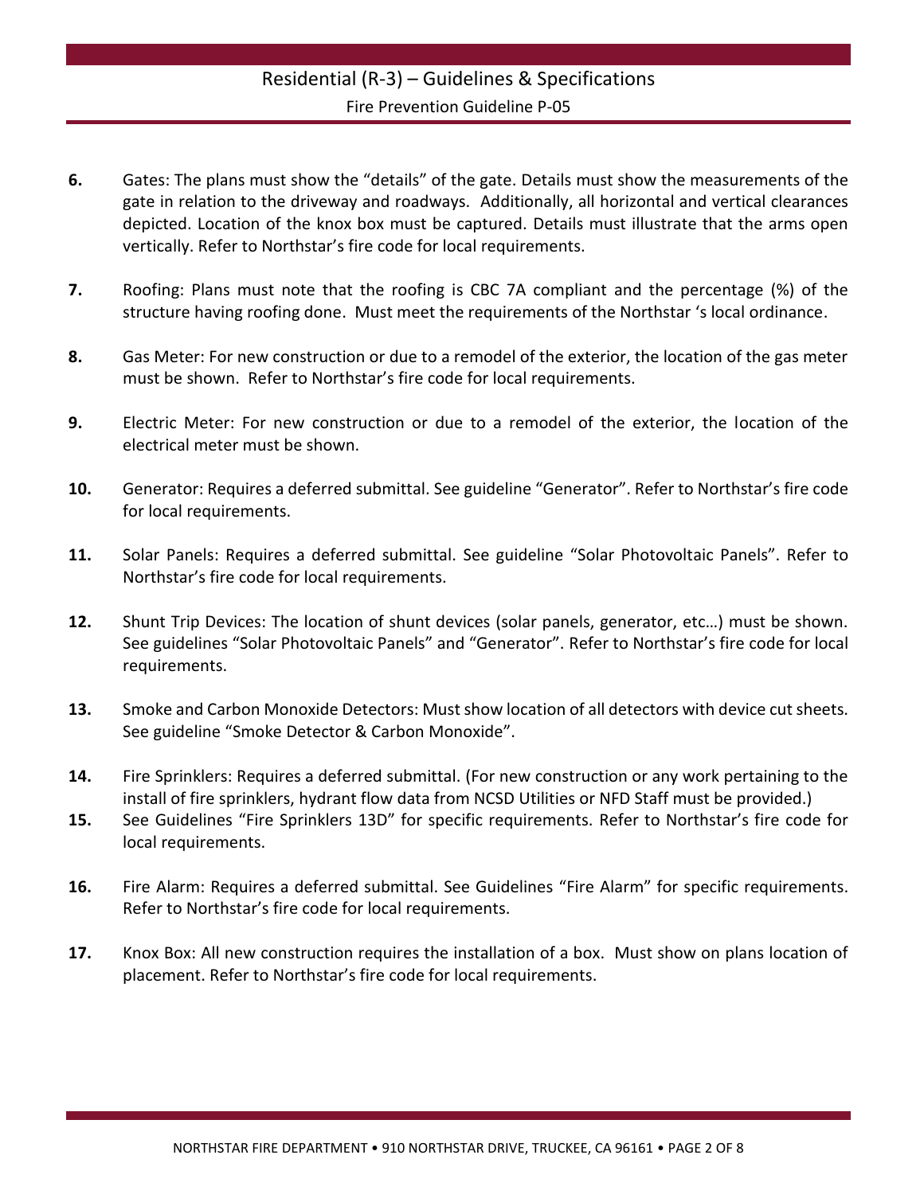**6.** Gates: The plans must show the "details" of the gate. Details must show the measurements of the gate in relation to the driveway and roadways. Additionally, all horizontal and vertical clearances depicted. Location of the knox box must be captured. Details must illustrate that the arms open vertically. Refer to Northstar's fire code for local requirements.

**7.** Roofing: Plans must note that the roofing is CBC 7A compliant and the percentage (%) of the structure having roofing done. Must meet the requirements of the Northstar 's local ordinance.

**8.** Gas Meter: For new construction or due to a remodel of the exterior, the location of the gas meter must be shown. Refer to Northstar's fire code for local requirements.

**9.** Electric Meter: For new construction or due to a remodel of the exterior, the location of the electrical meter must be shown.

**10.** Generator: Requires a deferred submittal. See guideline "Generator". Refer to Northstar's fire code for local requirements.

**11.** Solar Panels: Requires a deferred submittal. See guideline "Solar Photovoltaic Panels". Refer to Northstar's fire code for local requirements.

**12.** Shunt Trip Devices: The location of shunt devices (solar panels, generator, etc…) must be shown. See guidelines "Solar Photovoltaic Panels" and "Generator". Refer to Northstar's fire code for local requirements.

**13.** Smoke and Carbon Monoxide Detectors: Must show location of all detectors with device cut sheets. See guideline "Smoke Detector & Carbon Monoxide".

**14.** Fire Sprinklers: Requires a deferred submittal. (For new construction or any work pertaining to the install of fire sprinklers, hydrant flow data from NCSD Utilities or NFD Staff must be provided.)

**15.** See Guidelines "Fire Sprinklers 13D" for specific requirements. Refer to Northstar's fire code for local requirements.

**16.** Fire Alarm: Requires a deferred submittal. See Guidelines "Fire Alarm" for specific requirements. Refer to Northstar's fire code for local requirements.

**17.** Knox Box: All new construction requires the installation of a box. Must show on plans location of placement. Refer to Northstar's fire code for local requirements.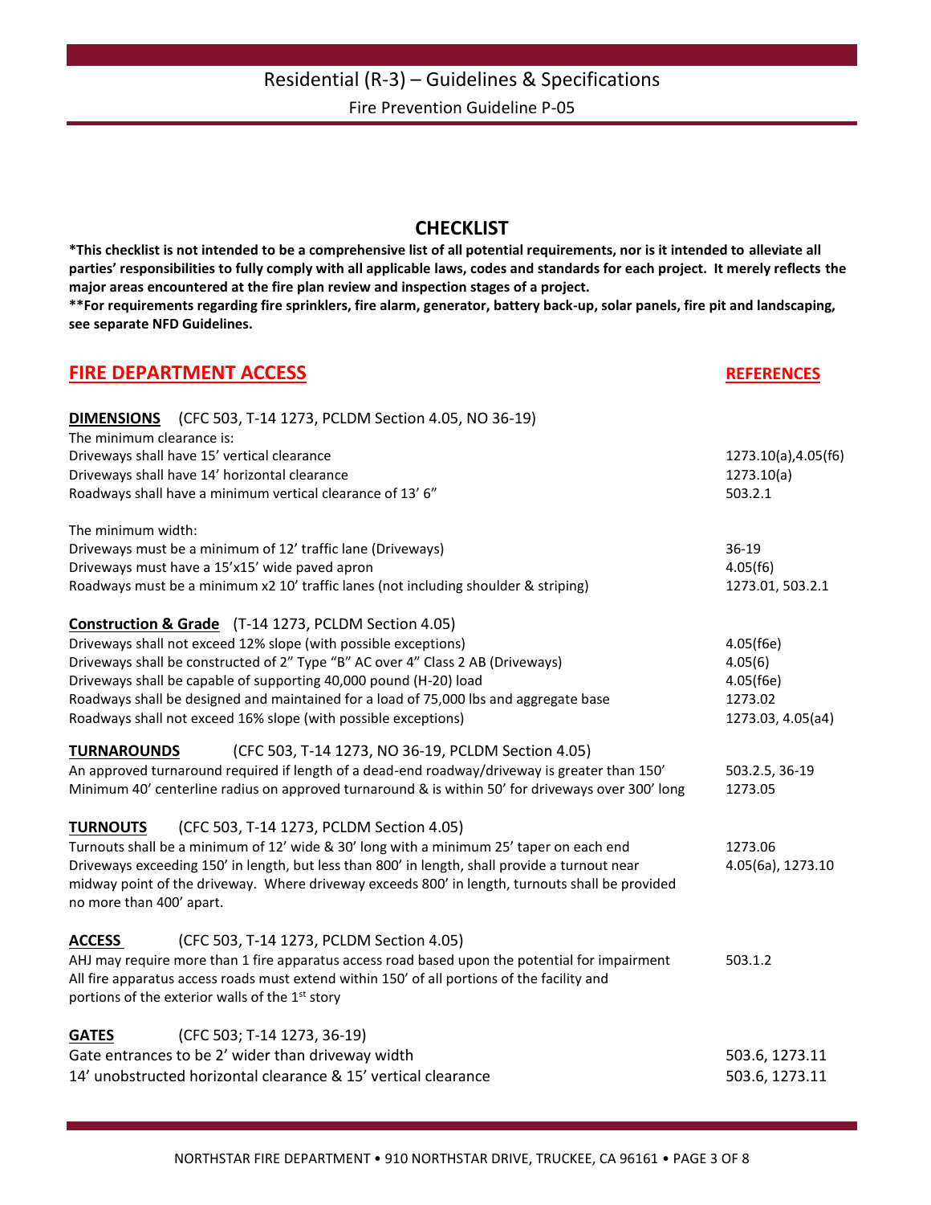# CHECKLIST

**\*This checklist is not intended to be a comprehensive list of all potential requirements, nor is it intended to alleviate all parties' responsibilities to fully comply with all applicable laws, codes and standards for each project. It merely reflects the major areas encountered at the fire plan review and inspection stages of a project.**

**\*\*For requirements regarding fire sprinklers, fire alarm, generator, battery back-up, solar panels, fire pit and landscaping, see separate NFD Guidelines.**

## FIRE DEPARTMENT ACCESS

| **FIRE DEPARTMENT ACCESS** | **REFERENCES** |
|---|---|
| **DIMENSIONS** (CFC 503, T-14 1273, PCLDM Section 4.05, NO 36-19) | |
| The minimum clearance is: | |
| Driveways shall have 15' vertical clearance | 1273.10(a),4.05(f6) |
| Driveways shall have 14' horizontal clearance | 1273.10(a) |
| Roadways shall have a minimum vertical clearance of 13' 6" | 503.2.1 |
| The minimum width: | |
| Driveways must be a minimum of 12' traffic lane (Driveways) | 36-19 |
| Driveways must have a 15'x15' wide paved apron | 4.05(f6) |
| Roadways must be a minimum x2 10' traffic lanes (not including shoulder & striping) | 1273.01, 503.2.1 |
| **Construction & Grade** (T-14 1273, PCLDM Section 4.05) | |
| Driveways shall not exceed 12% slope (with possible exceptions) | 4.05(f6e) |
| Driveways shall be constructed of 2" Type "B" AC over 4" Class 2 AB (Driveways) | 4.05(6) |
| Driveways shall be capable of supporting 40,000 pound (H-20) load | 4.05(f6e) |
| Roadways shall be designed and maintained for a load of 75,000 lbs and aggregate base | 1273.02 |
| Roadways shall not exceed 16% slope (with possible exceptions) | 1273.03, 4.05(a4) |
| **TURNAROUNDS** (CFC 503, T-14 1273, NO 36-19, PCLDM Section 4.05) | |
| An approved turnaround required if length of a dead-end roadway/driveway is greater than 150' | 503.2.5, 36-19 |
| Minimum 40' centerline radius on approved turnaround & is within 50' for driveways over 300' long | 1273.05 |
| **TURNOUTS** (CFC 503, T-14 1273, PCLDM Section 4.05) | |
| Turnouts shall be a minimum of 12' wide & 30' long with a minimum 25' taper on each end | 1273.06 |
| Driveways exceeding 150' in length, but less than 800' in length, shall provide a turnout near midway point of the driveway. Where driveway exceeds 800' in length, turnouts shall be provided no more than 400' apart. | 4.05(6a), 1273.10 |
| **ACCESS** (CFC 503, T-14 1273, PCLDM Section 4.05) | |
| AHJ may require more than 1 fire apparatus access road based upon the potential for impairment | 503.1.2 |
| All fire apparatus access roads must extend within 150' of all portions of the facility and portions of the exterior walls of the 1st story | |
| **GATES** (CFC 503; T-14 1273, 36-19) | |
| Gate entrances to be 2' wider than driveway width | 503.6, 1273.11 |
| 14' unobstructed horizontal clearance & 15' vertical clearance | 503.6, 1273.11 |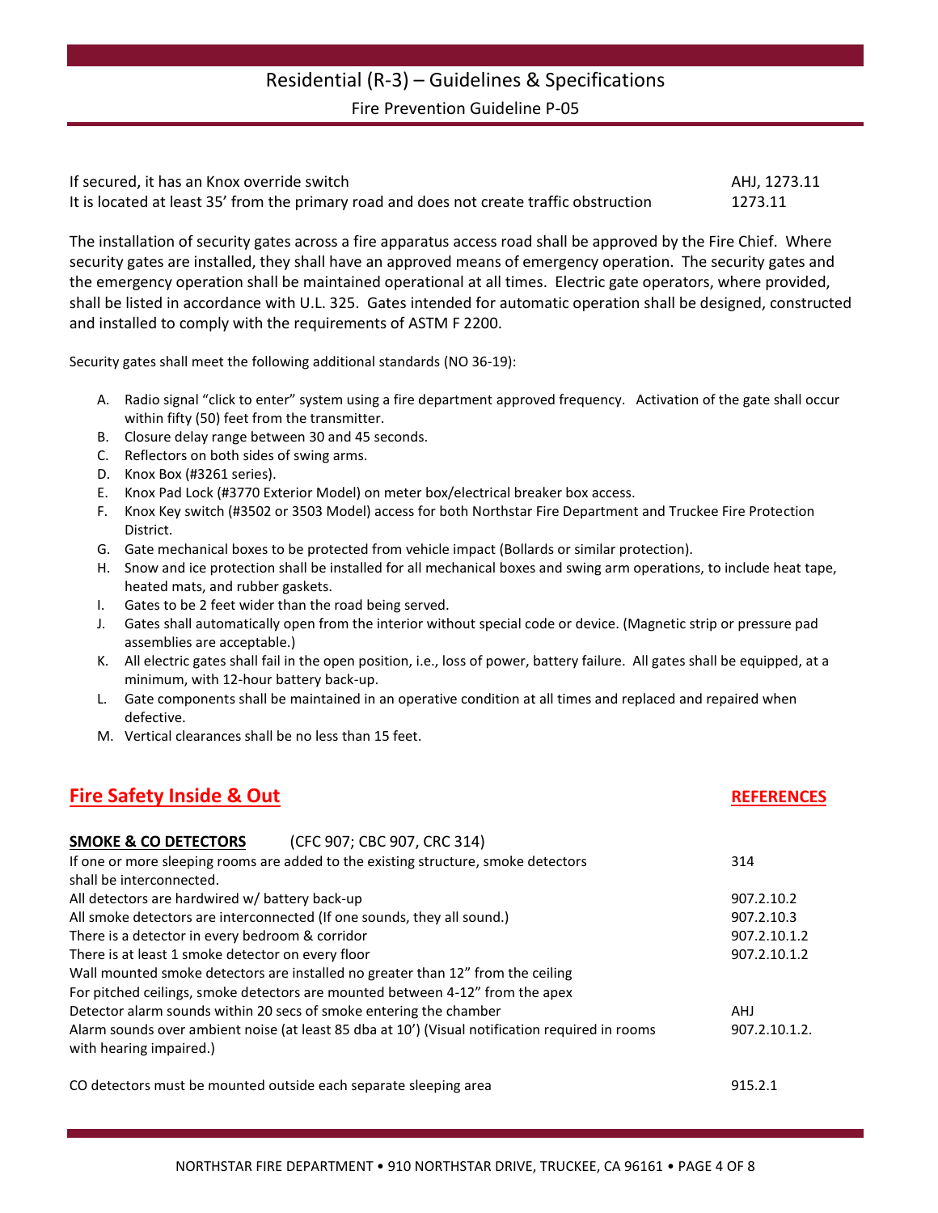| | |
|---|---|
| If secured, it has an Knox override switch | AHJ, 1273.11 |
| It is located at least 35' from the primary road and does not create traffic obstruction | 1273.11 |

The installation of security gates across a fire apparatus access road shall be approved by the Fire Chief. Where security gates are installed, they shall have an approved means of emergency operation. The security gates and the emergency operation shall be maintained operational at all times. Electric gate operators, where provided, shall be listed in accordance with U.L. 325. Gates intended for automatic operation shall be designed, constructed and installed to comply with the requirements of ASTM F 2200.

Security gates shall meet the following additional standards (NO 36-19):

A. Radio signal "click to enter" system using a fire department approved frequency. Activation of the gate shall occur within fifty (50) feet from the transmitter.
B. Closure delay range between 30 and 45 seconds.
C. Reflectors on both sides of swing arms.
D. Knox Box (#3261 series).
E. Knox Pad Lock (#3770 Exterior Model) on meter box/electrical breaker box access.
F. Knox Key switch (#3502 or 3503 Model) access for both Northstar Fire Department and Truckee Fire Protection District.
G. Gate mechanical boxes to be protected from vehicle impact (Bollards or similar protection).
H. Snow and ice protection shall be installed for all mechanical boxes and swing arm operations, to include heat tape, heated mats, and rubber gaskets.
I. Gates to be 2 feet wider than the road being served.
J. Gates shall automatically open from the interior without special code or device. (Magnetic strip or pressure pad assemblies are acceptable.)
K. All electric gates shall fail in the open position, i.e., loss of power, battery failure. All gates shall be equipped, at a minimum, with 12-hour battery back-up.
L. Gate components shall be maintained in an operative condition at all times and replaced and repaired when defective.
M. Vertical clearances shall be no less than 15 feet.

## Fire Safety Inside & Out

| **SMOKE & CO DETECTORS** (CFC 907; CBC 907, CRC 314) | **REFERENCES** |
|---|---|
| If one or more sleeping rooms are added to the existing structure, smoke detectors shall be interconnected. | 314 |
| All detectors are hardwired w/ battery back-up | 907.2.10.2 |
| All smoke detectors are interconnected (If one sounds, they all sound.) | 907.2.10.3 |
| There is a detector in every bedroom & corridor | 907.2.10.1.2 |
| There is at least 1 smoke detector on every floor | 907.2.10.1.2 |
| Wall mounted smoke detectors are installed no greater than 12" from the ceiling | |
| For pitched ceilings, smoke detectors are mounted between 4-12" from the apex | |
| Detector alarm sounds within 20 secs of smoke entering the chamber | AHJ |
| Alarm sounds over ambient noise (at least 85 dba at 10') (Visual notification required in rooms with hearing impaired.) | 907.2.10.1.2. |
| CO detectors must be mounted outside each separate sleeping area | 915.2.1 |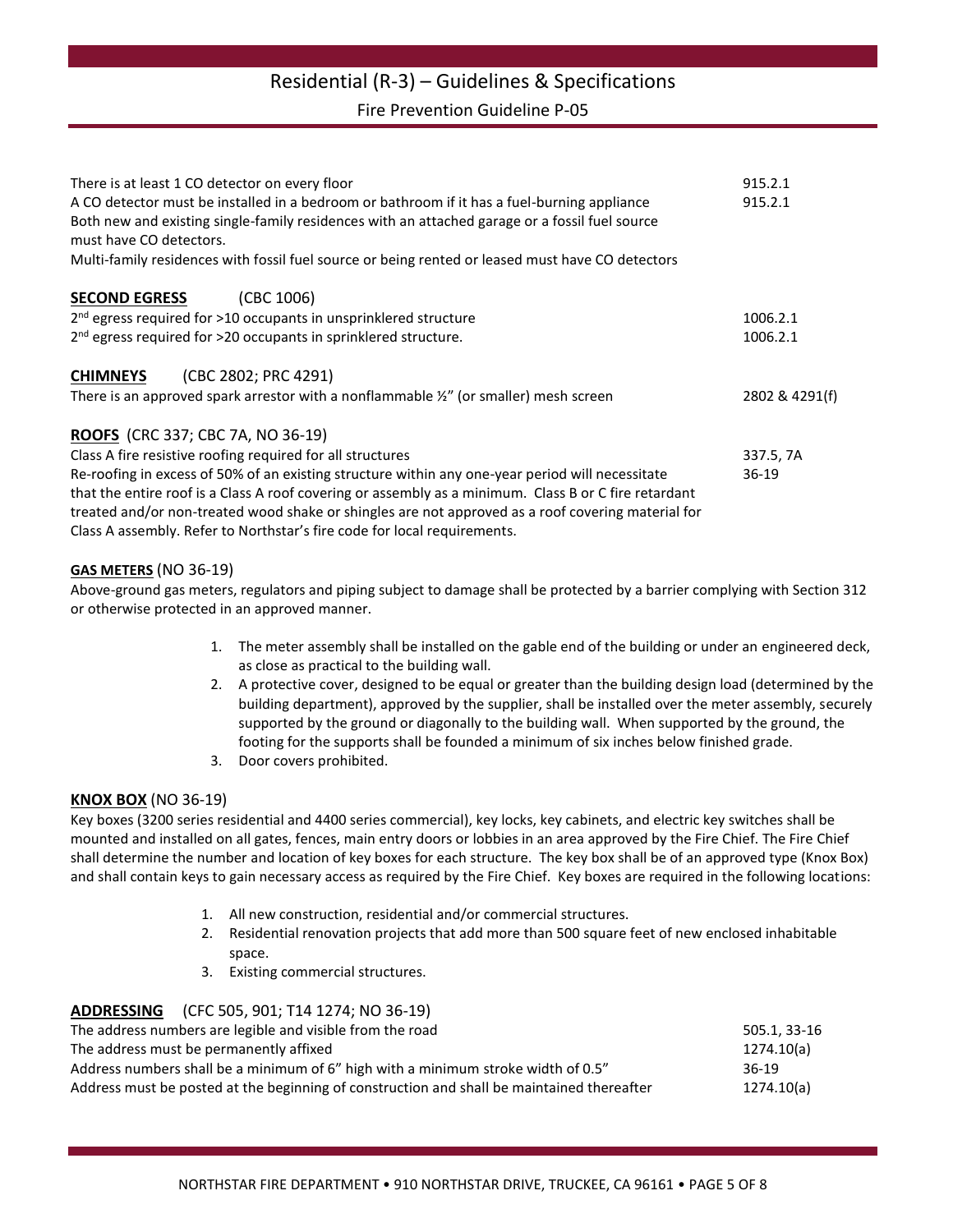| | |
|---|---|
| There is at least 1 CO detector on every floor | 915.2.1 |
| A CO detector must be installed in a bedroom or bathroom if it has a fuel-burning appliance | 915.2.1 |
| Both new and existing single-family residences with an attached garage or a fossil fuel source must have CO detectors. | |
| Multi-family residences with fossil fuel source or being rented or leased must have CO detectors | |

**<u>SECOND EGRESS</u>** (CBC 1006)

| | |
|---|---|
| 2nd egress required for >10 occupants in unsprinklered structure | 1006.2.1 |
| 2nd egress required for >20 occupants in sprinklered structure. | 1006.2.1 |

**<u>CHIMNEYS</u>** (CBC 2802; PRC 4291)

| | |
|---|---|
| There is an approved spark arrestor with a nonflammable ½" (or smaller) mesh screen | 2802 & 4291(f) |

**<u>ROOFS</u>** (CRC 337; CBC 7A, NO 36-19)

| | |
|---|---|
| Class A fire resistive roofing required for all structures | 337.5, 7A |
| Re-roofing in excess of 50% of an existing structure within any one-year period will necessitate that the entire roof is a Class A roof covering or assembly as a minimum. Class B or C fire retardant treated and/or non-treated wood shake or shingles are not approved as a roof covering material for Class A assembly. Refer to Northstar's fire code for local requirements. | 36-19 |

**<u>GAS METERS</u>** (NO 36-19)

Above-ground gas meters, regulators and piping subject to damage shall be protected by a barrier complying with Section 312 or otherwise protected in an approved manner.

1. The meter assembly shall be installed on the gable end of the building or under an engineered deck, as close as practical to the building wall.
2. A protective cover, designed to be equal or greater than the building design load (determined by the building department), approved by the supplier, shall be installed over the meter assembly, securely supported by the ground or diagonally to the building wall. When supported by the ground, the footing for the supports shall be founded a minimum of six inches below finished grade.
3. Door covers prohibited.

**<u>KNOX BOX</u>** (NO 36-19)

Key boxes (3200 series residential and 4400 series commercial), key locks, key cabinets, and electric key switches shall be mounted and installed on all gates, fences, main entry doors or lobbies in an area approved by the Fire Chief. The Fire Chief shall determine the number and location of key boxes for each structure. The key box shall be of an approved type (Knox Box) and shall contain keys to gain necessary access as required by the Fire Chief. Key boxes are required in the following locations:

1. All new construction, residential and/or commercial structures.
2. Residential renovation projects that add more than 500 square feet of new enclosed inhabitable space.
3. Existing commercial structures.

**<u>ADDRESSING</u>** (CFC 505, 901; T14 1274; NO 36-19)

| | |
|---|---|
| The address numbers are legible and visible from the road | 505.1, 33-16 |
| The address must be permanently affixed | 1274.10(a) |
| Address numbers shall be a minimum of 6" high with a minimum stroke width of 0.5" | 36-19 |
| Address must be posted at the beginning of construction and shall be maintained thereafter | 1274.10(a) |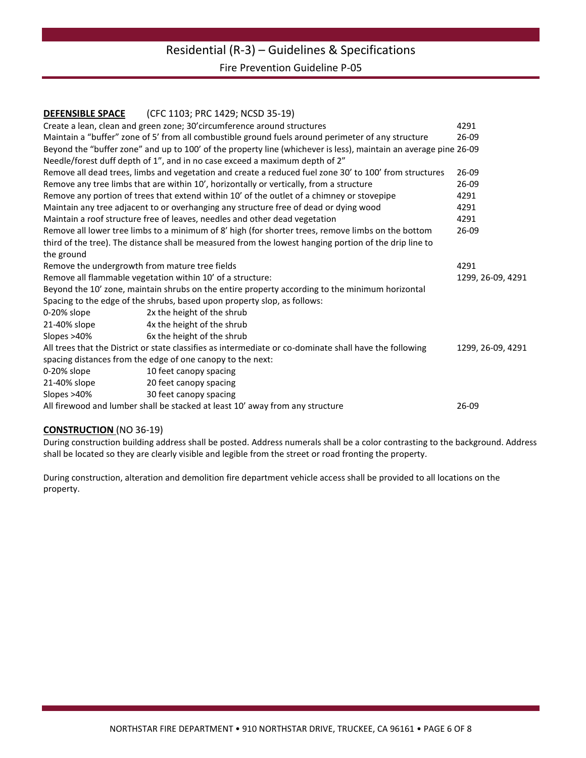Residential (R-3) – Guidelines & Specifications

Fire Prevention Guideline P-05

**DEFENSIBLE SPACE** (CFC 1103; PRC 1429; NCSD 35-19)

| Requirement | Reference |
|---|---|
| Create a lean, clean and green zone; 30'circumference around structures | 4291 |
| Maintain a "buffer" zone of 5' from all combustible ground fuels around perimeter of any structure | 26-09 |
| Beyond the "buffer zone" and up to 100' of the property line (whichever is less), maintain an average pine Needle/forest duff depth of 1", and in no case exceed a maximum depth of 2" | 26-09 |
| Remove all dead trees, limbs and vegetation and create a reduced fuel zone 30' to 100' from structures | 26-09 |
| Remove any tree limbs that are within 10', horizontally or vertically, from a structure | 26-09 |
| Remove any portion of trees that extend within 10' of the outlet of a chimney or stovepipe | 4291 |
| Maintain any tree adjacent to or overhanging any structure free of dead or dying wood | 4291 |
| Maintain a roof structure free of leaves, needles and other dead vegetation | 4291 |
| Remove all lower tree limbs to a minimum of 8' high (for shorter trees, remove limbs on the bottom third of the tree). The distance shall be measured from the lowest hanging portion of the drip line to the ground | 26-09 |
| Remove the undergrowth from mature tree fields | 4291 |
| Remove all flammable vegetation within 10' of a structure: | 1299, 26-09, 4291 |

Beyond the 10' zone, maintain shrubs on the entire property according to the minimum horizontal Spacing to the edge of the shrubs, based upon property slop, as follows:

| Slope | Spacing |
|---|---|
| 0-20% slope | 2x the height of the shrub |
| 21-40% slope | 4x the height of the shrub |
| Slopes >40% | 6x the height of the shrub |

All trees that the District or state classifies as intermediate or co-dominate shall have the following spacing distances from the edge of one canopy to the next: 1299, 26-09, 4291

| Slope | Spacing |
|---|---|
| 0-20% slope | 10 feet canopy spacing |
| 21-40% slope | 20 feet canopy spacing |
| Slopes >40% | 30 feet canopy spacing |

All firewood and lumber shall be stacked at least 10' away from any structure — 26-09

**CONSTRUCTION** (NO 36-19)

During construction building address shall be posted. Address numerals shall be a color contrasting to the background. Address shall be located so they are clearly visible and legible from the street or road fronting the property.

During construction, alteration and demolition fire department vehicle access shall be provided to all locations on the property.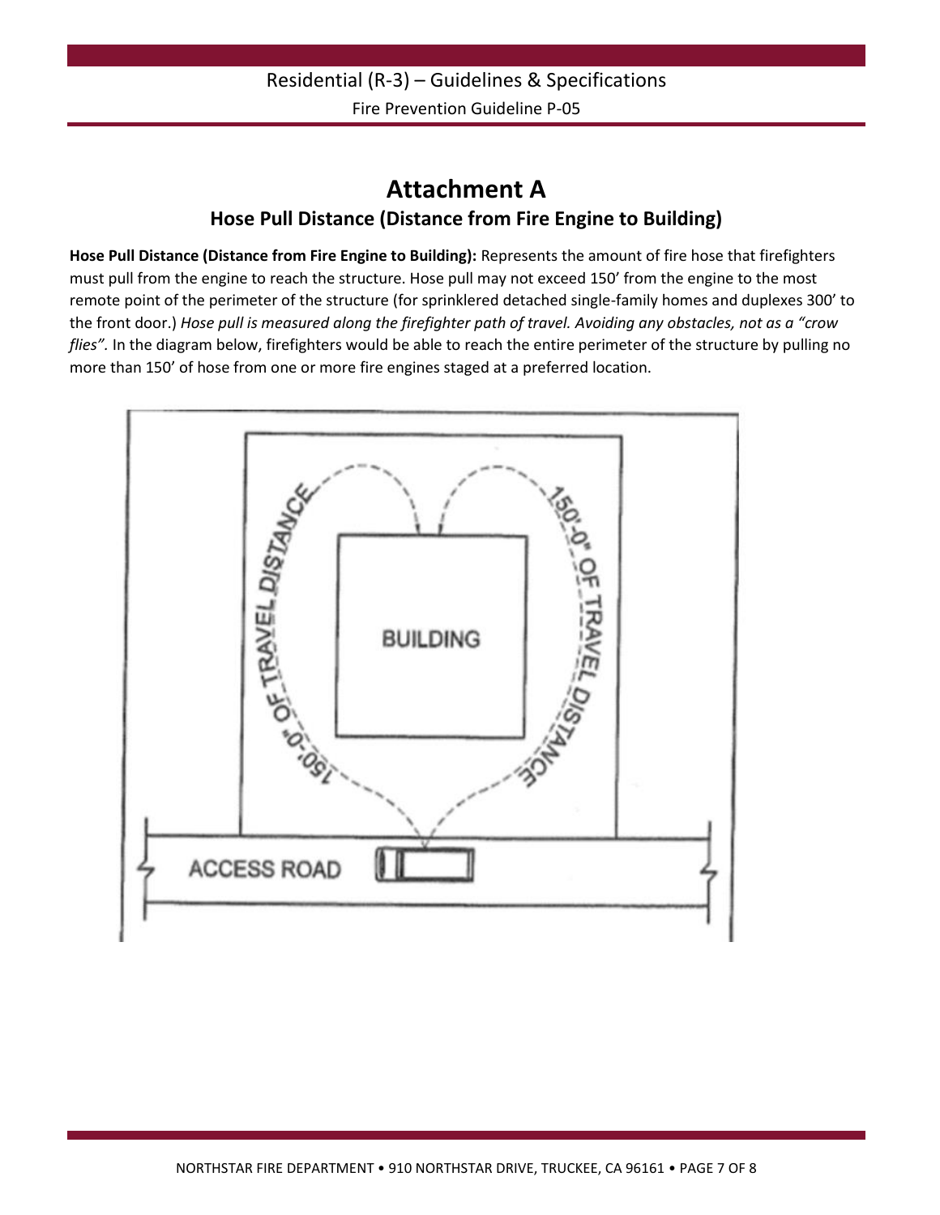# Attachment A

## Hose Pull Distance (Distance from Fire Engine to Building)

**Hose Pull Distance (Distance from Fire Engine to Building):** Represents the amount of fire hose that firefighters must pull from the engine to reach the structure. Hose pull may not exceed 150' from the engine to the most remote point of the perimeter of the structure (for sprinklered detached single-family homes and duplexes 300' to the front door.) *Hose pull is measured along the firefighter path of travel. Avoiding any obstacles, not as a "crow flies".* In the diagram below, firefighters would be able to reach the entire perimeter of the structure by pulling no more than 150' of hose from one or more fire engines staged at a preferred location.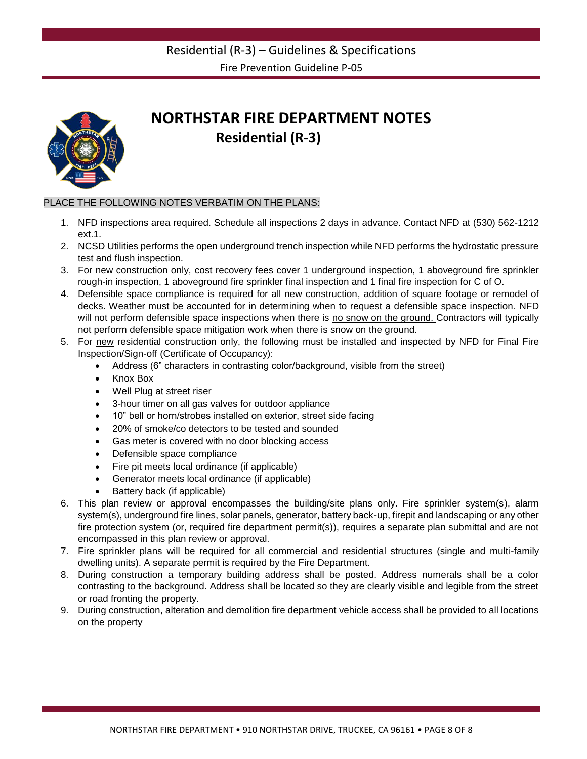# NORTHSTAR FIRE DEPARTMENT NOTES

## Residential (R-3)

PLACE THE FOLLOWING NOTES VERBATIM ON THE PLANS:

1. NFD inspections area required. Schedule all inspections 2 days in advance. Contact NFD at (530) 562-1212 ext.1.
2. NCSD Utilities performs the open underground trench inspection while NFD performs the hydrostatic pressure test and flush inspection.
3. For new construction only, cost recovery fees cover 1 underground inspection, 1 aboveground fire sprinkler rough-in inspection, 1 aboveground fire sprinkler final inspection and 1 final fire inspection for C of O.
4. Defensible space compliance is required for all new construction, addition of square footage or remodel of decks. Weather must be accounted for in determining when to request a defensible space inspection. NFD will not perform defensible space inspections when there is no snow on the ground. Contractors will typically not perform defensible space mitigation work when there is snow on the ground.
5. For new residential construction only, the following must be installed and inspected by NFD for Final Fire Inspection/Sign-off (Certificate of Occupancy):
   - Address (6" characters in contrasting color/background, visible from the street)
   - Knox Box
   - Well Plug at street riser
   - 3-hour timer on all gas valves for outdoor appliance
   - 10" bell or horn/strobes installed on exterior, street side facing
   - 20% of smoke/co detectors to be tested and sounded
   - Gas meter is covered with no door blocking access
   - Defensible space compliance
   - Fire pit meets local ordinance (if applicable)
   - Generator meets local ordinance (if applicable)
   - Battery back (if applicable)
6. This plan review or approval encompasses the building/site plans only. Fire sprinkler system(s), alarm system(s), underground fire lines, solar panels, generator, battery back-up, firepit and landscaping or any other fire protection system (or, required fire department permit(s)), requires a separate plan submittal and are not encompassed in this plan review or approval.
7. Fire sprinkler plans will be required for all commercial and residential structures (single and multi-family dwelling units). A separate permit is required by the Fire Department.
8. During construction a temporary building address shall be posted. Address numerals shall be a color contrasting to the background. Address shall be located so they are clearly visible and legible from the street or road fronting the property.
9. During construction, alteration and demolition fire department vehicle access shall be provided to all locations on the property